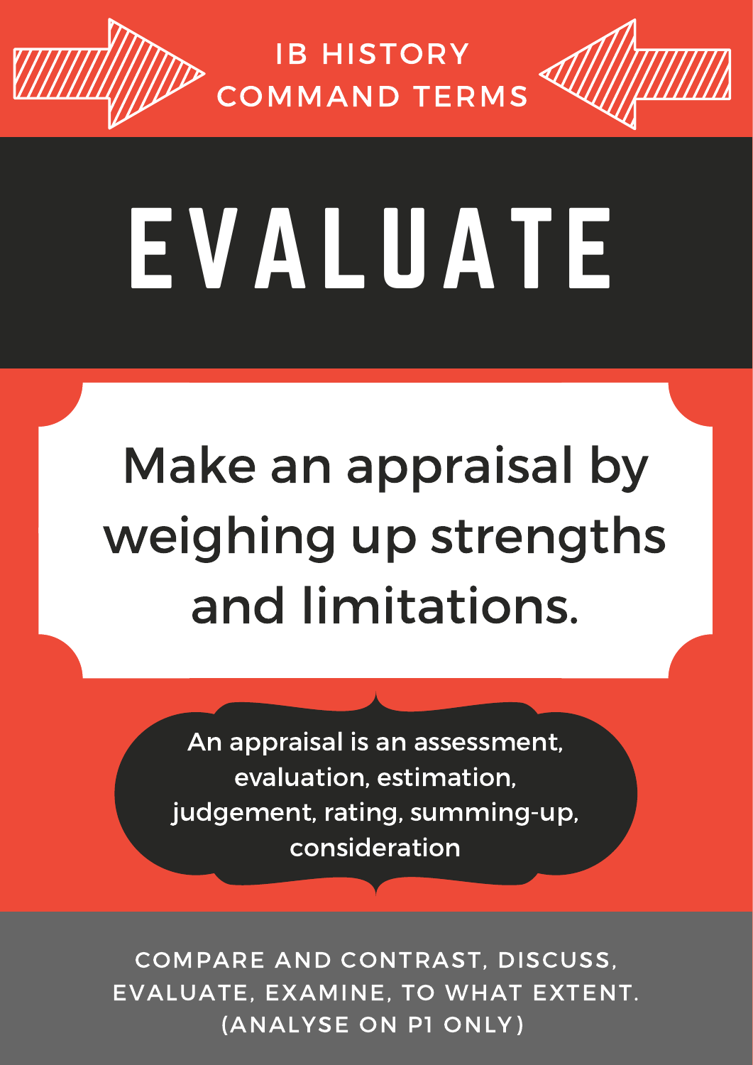IB HISTORY
COMMAND TERMS

# EVALUATE

Make an appraisal by weighing up strengths and limitations.

An appraisal is an assessment, evaluation, estimation, judgement, rating, summing-up, consideration

COMPARE AND CONTRAST, DISCUSS, EVALUATE, EXAMINE, TO WHAT EXTENT. (ANALYSE ON P1 ONLY)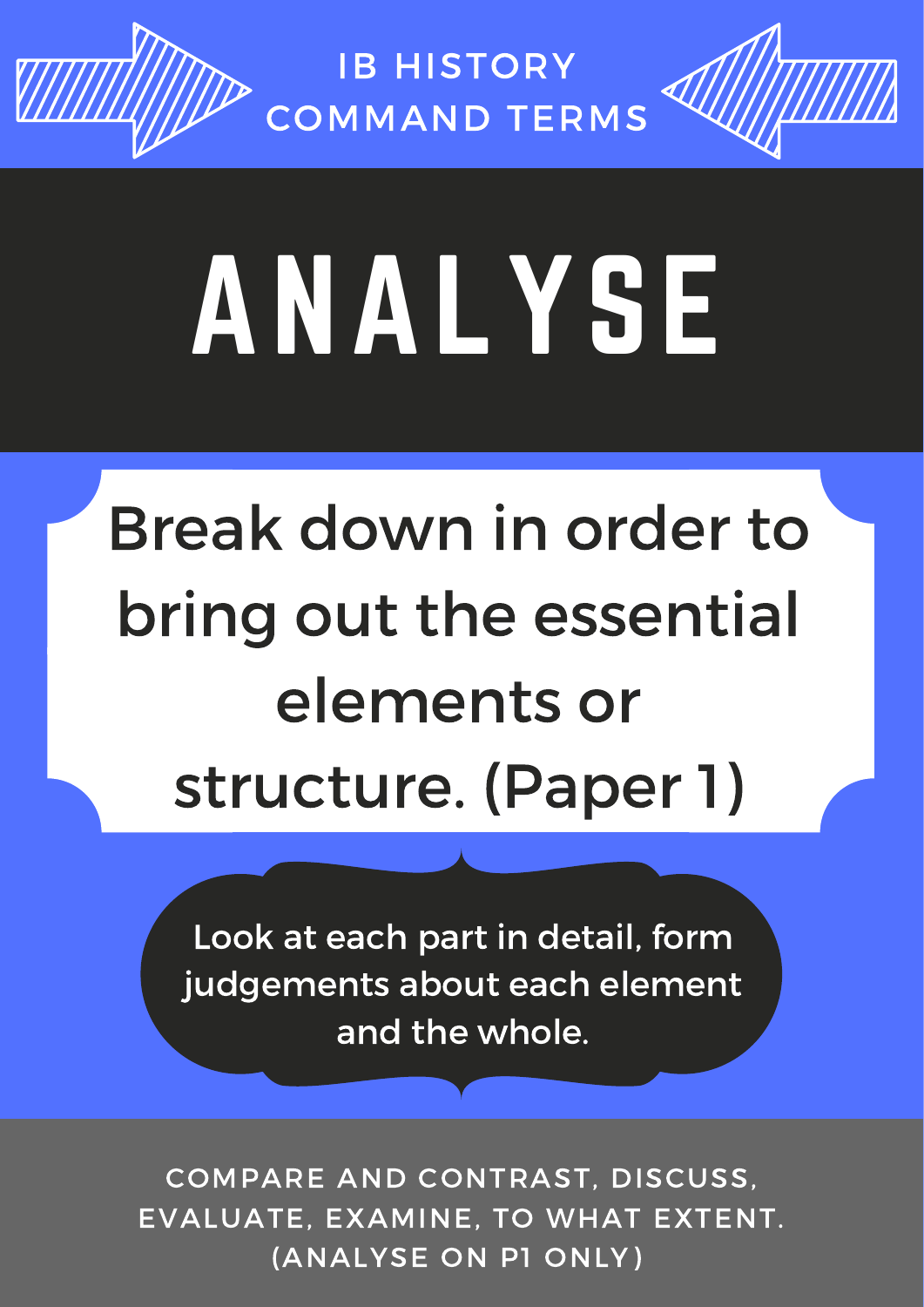IB HISTORY COMMAND TERMS

# ANALYSE

Break down in order to bring out the essential elements or structure. (Paper 1)

Look at each part in detail, form judgements about each element and the whole.

COMPARE AND CONTRAST, DISCUSS, EVALUATE, EXAMINE, TO WHAT EXTENT. (ANALYSE ON P1 ONLY)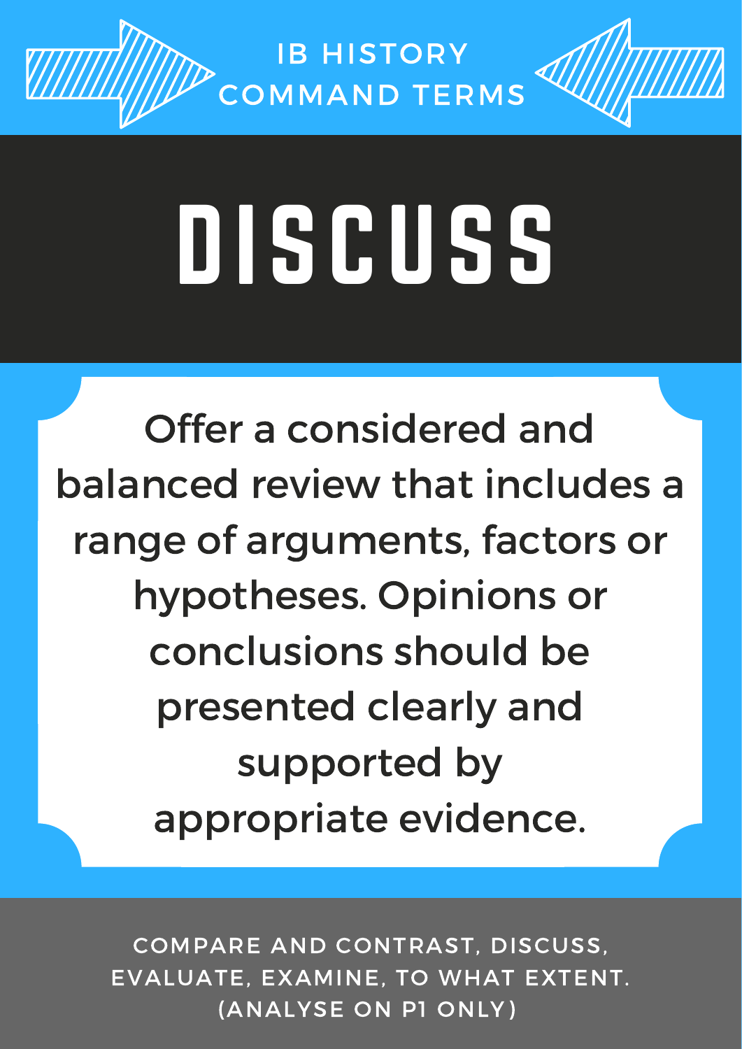IB HISTORY COMMAND TERMS

# DISCUSS

Offer a considered and balanced review that includes a range of arguments, factors or hypotheses. Opinions or conclusions should be presented clearly and supported by appropriate evidence.

COMPARE AND CONTRAST, DISCUSS, EVALUATE, EXAMINE, TO WHAT EXTENT. (ANALYSE ON P1 ONLY)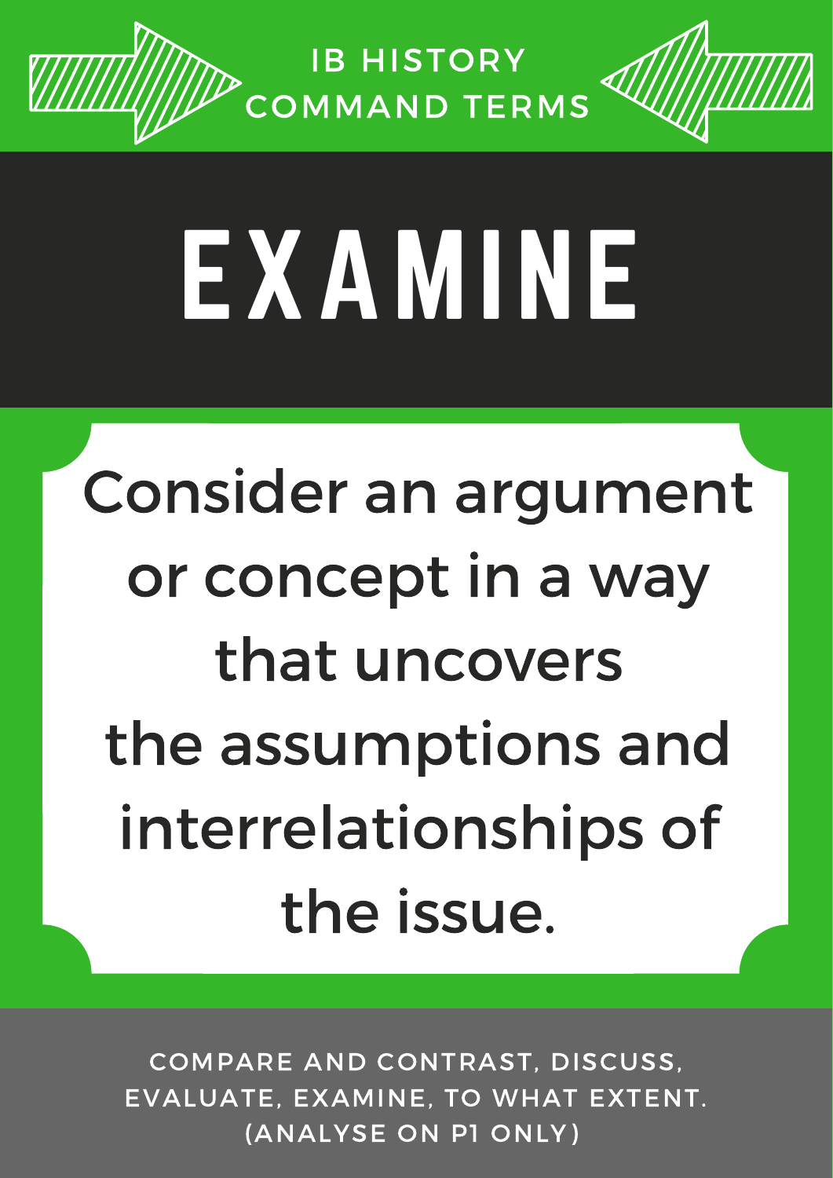IB HISTORY
COMMAND TERMS

# EXAMINE

Consider an argument or concept in a way that uncovers the assumptions and interrelationships of the issue.

COMPARE AND CONTRAST, DISCUSS, EVALUATE, EXAMINE, TO WHAT EXTENT. (ANALYSE ON P1 ONLY)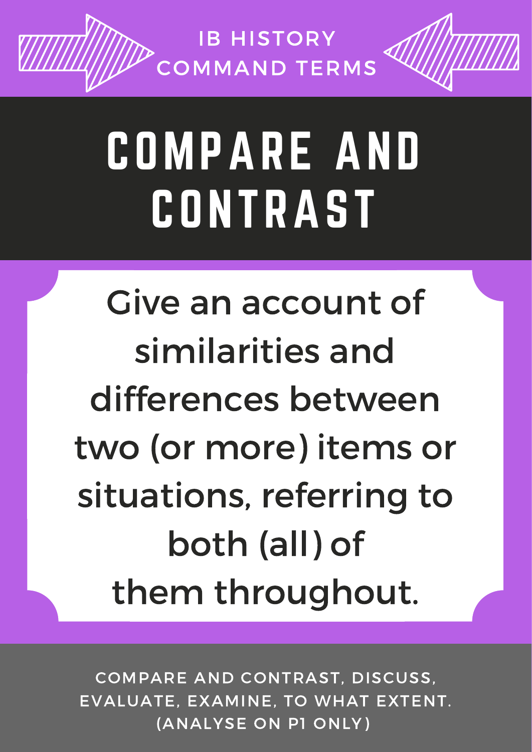IB HISTORY COMMAND TERMS

# COMPARE AND CONTRAST

Give an account of similarities and differences between two (or more) items or situations, referring to both (all) of them throughout.

COMPARE AND CONTRAST, DISCUSS, EVALUATE, EXAMINE, TO WHAT EXTENT. (ANALYSE ON P1 ONLY)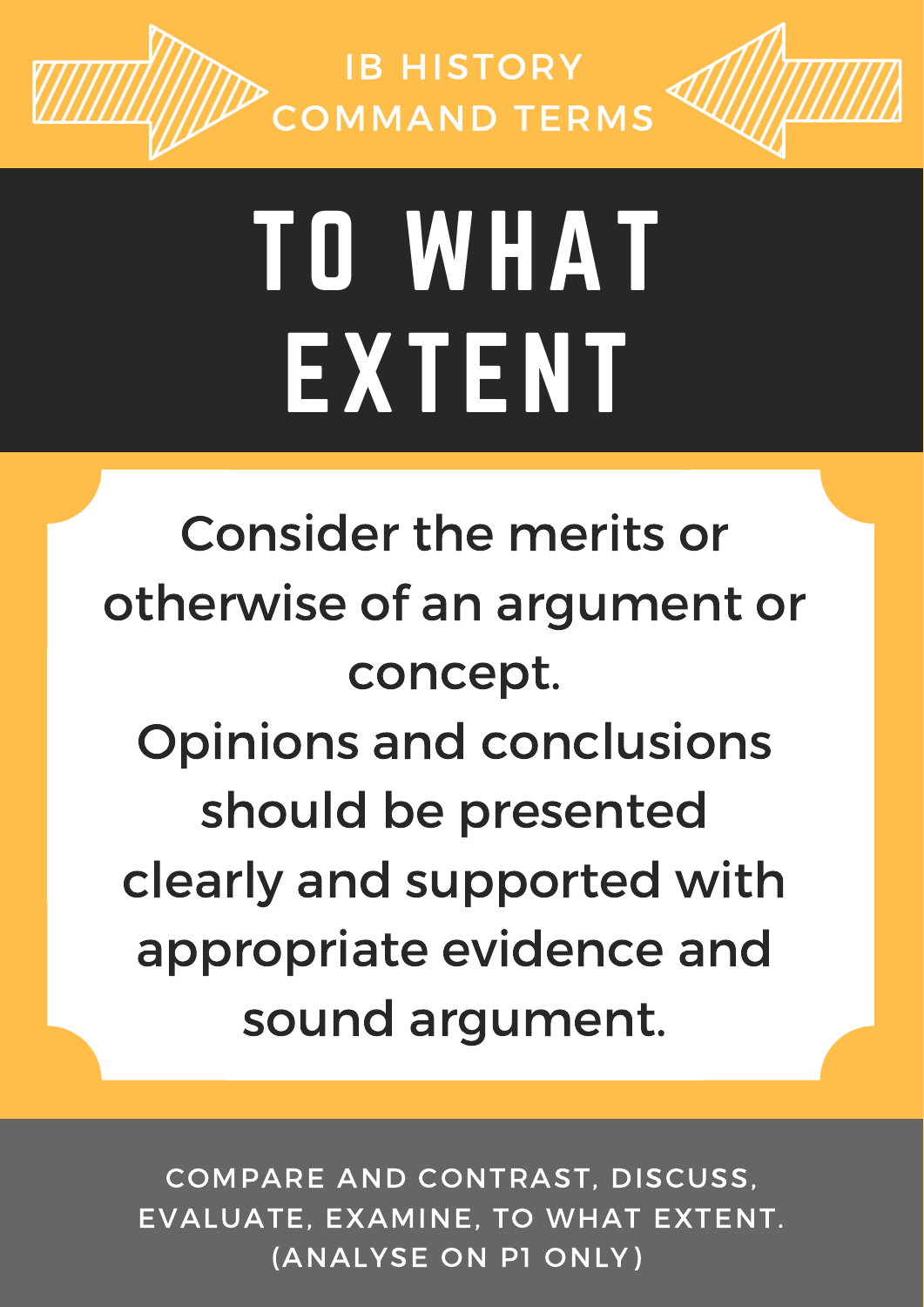IB HISTORY COMMAND TERMS

# TO WHAT EXTENT

Consider the merits or otherwise of an argument or concept.
Opinions and conclusions should be presented clearly and supported with appropriate evidence and sound argument.

COMPARE AND CONTRAST, DISCUSS, EVALUATE, EXAMINE, TO WHAT EXTENT. (ANALYSE ON P1 ONLY)